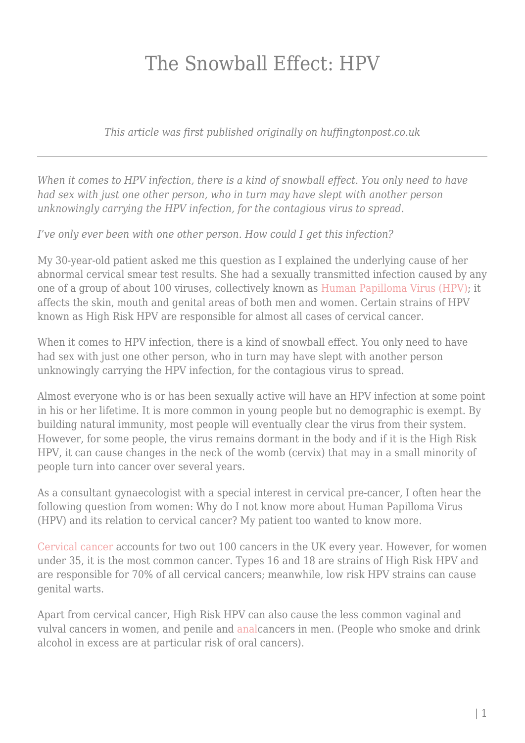# The Snowball Effect: HPV

*This article was first published originally on huffingtonpost.co.uk*

---

*When it comes to HPV infection, there is a kind of snowball effect. You only need to have had sex with just one other person, who in turn may have slept with another person unknowingly carrying the HPV infection, for the contagious virus to spread.*

*I've only ever been with one other person. How could I get this infection?*

My 30-year-old patient asked me this question as I explained the underlying cause of her abnormal cervical smear test results. She had a sexually transmitted infection caused by any one of a group of about 100 viruses, collectively known as Human Papilloma Virus (HPV); it affects the skin, mouth and genital areas of both men and women. Certain strains of HPV known as High Risk HPV are responsible for almost all cases of cervical cancer.

When it comes to HPV infection, there is a kind of snowball effect. You only need to have had sex with just one other person, who in turn may have slept with another person unknowingly carrying the HPV infection, for the contagious virus to spread.

Almost everyone who is or has been sexually active will have an HPV infection at some point in his or her lifetime. It is more common in young people but no demographic is exempt. By building natural immunity, most people will eventually clear the virus from their system. However, for some people, the virus remains dormant in the body and if it is the High Risk HPV, it can cause changes in the neck of the womb (cervix) that may in a small minority of people turn into cancer over several years.

As a consultant gynaecologist with a special interest in cervical pre-cancer, I often hear the following question from women: Why do I not know more about Human Papilloma Virus (HPV) and its relation to cervical cancer? My patient too wanted to know more.

Cervical cancer accounts for two out 100 cancers in the UK every year. However, for women under 35, it is the most common cancer. Types 16 and 18 are strains of High Risk HPV and are responsible for 70% of all cervical cancers; meanwhile, low risk HPV strains can cause genital warts.

Apart from cervical cancer, High Risk HPV can also cause the less common vaginal and vulval cancers in women, and penile and analcancers in men. (People who smoke and drink alcohol in excess are at particular risk of oral cancers).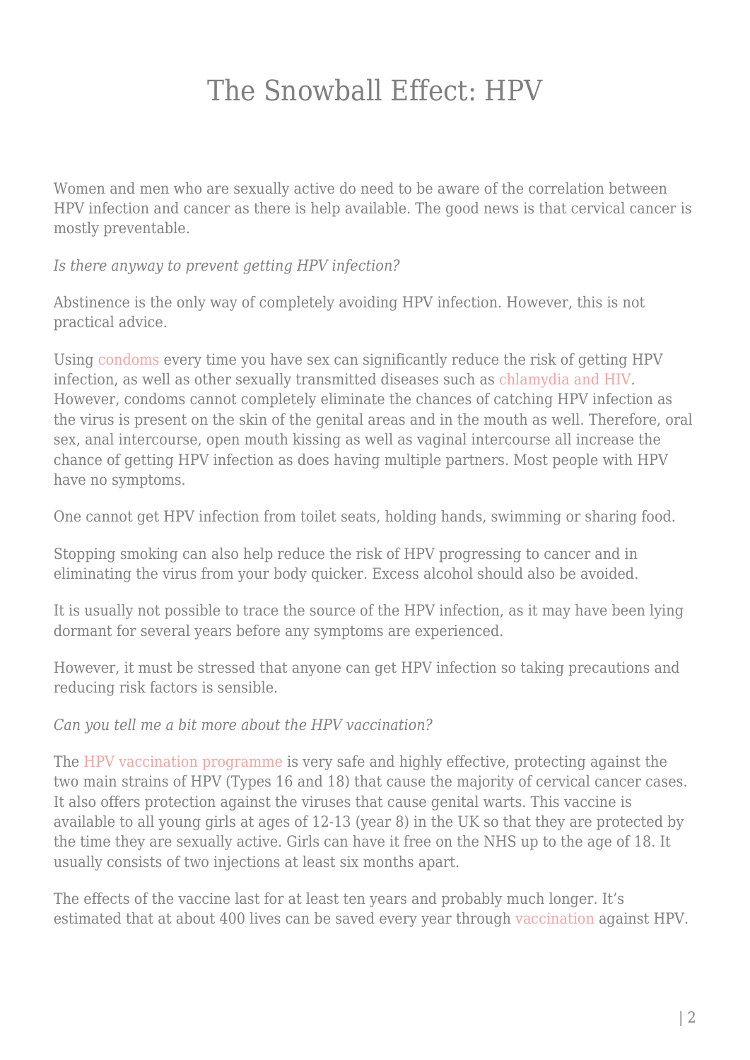# The Snowball Effect: HPV

Women and men who are sexually active do need to be aware of the correlation between HPV infection and cancer as there is help available. The good news is that cervical cancer is mostly preventable.

*Is there anyway to prevent getting HPV infection?*

Abstinence is the only way of completely avoiding HPV infection. However, this is not practical advice.

Using condoms every time you have sex can significantly reduce the risk of getting HPV infection, as well as other sexually transmitted diseases such as chlamydia and HIV. However, condoms cannot completely eliminate the chances of catching HPV infection as the virus is present on the skin of the genital areas and in the mouth as well. Therefore, oral sex, anal intercourse, open mouth kissing as well as vaginal intercourse all increase the chance of getting HPV infection as does having multiple partners. Most people with HPV have no symptoms.

One cannot get HPV infection from toilet seats, holding hands, swimming or sharing food.

Stopping smoking can also help reduce the risk of HPV progressing to cancer and in eliminating the virus from your body quicker. Excess alcohol should also be avoided.

It is usually not possible to trace the source of the HPV infection, as it may have been lying dormant for several years before any symptoms are experienced.

However, it must be stressed that anyone can get HPV infection so taking precautions and reducing risk factors is sensible.

*Can you tell me a bit more about the HPV vaccination?*

The HPV vaccination programme is very safe and highly effective, protecting against the two main strains of HPV (Types 16 and 18) that cause the majority of cervical cancer cases. It also offers protection against the viruses that cause genital warts. This vaccine is available to all young girls at ages of 12-13 (year 8) in the UK so that they are protected by the time they are sexually active. Girls can have it free on the NHS up to the age of 18. It usually consists of two injections at least six months apart.

The effects of the vaccine last for at least ten years and probably much longer. It's estimated that at about 400 lives can be saved every year through vaccination against HPV.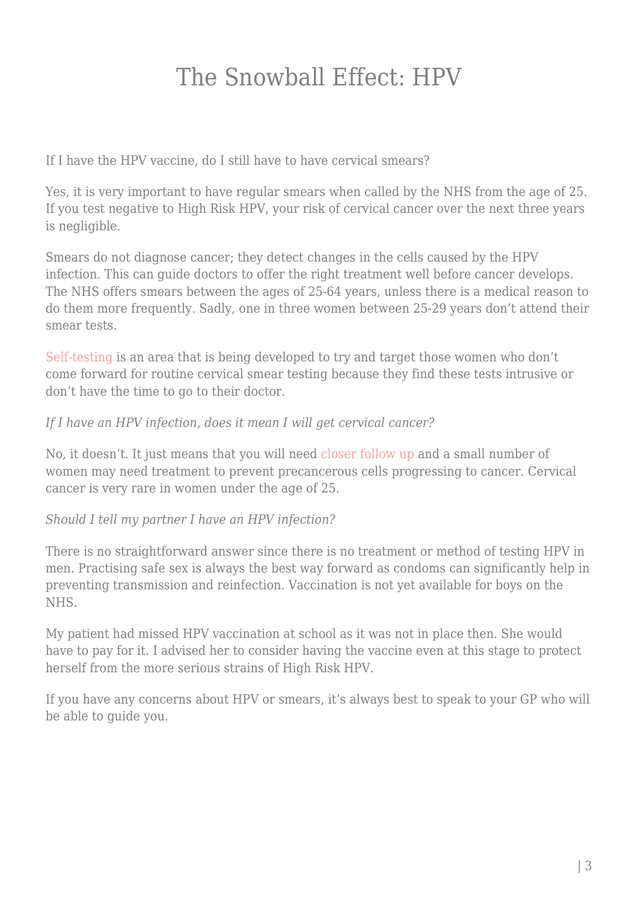# The Snowball Effect: HPV

If I have the HPV vaccine, do I still have to have cervical smears?

Yes, it is very important to have regular smears when called by the NHS from the age of 25. If you test negative to High Risk HPV, your risk of cervical cancer over the next three years is negligible.

Smears do not diagnose cancer; they detect changes in the cells caused by the HPV infection. This can guide doctors to offer the right treatment well before cancer develops. The NHS offers smears between the ages of 25-64 years, unless there is a medical reason to do them more frequently. Sadly, one in three women between 25-29 years don't attend their smear tests.

Self-testing is an area that is being developed to try and target those women who don't come forward for routine cervical smear testing because they find these tests intrusive or don't have the time to go to their doctor.

*If I have an HPV infection, does it mean I will get cervical cancer?*

No, it doesn't. It just means that you will need closer follow up and a small number of women may need treatment to prevent precancerous cells progressing to cancer. Cervical cancer is very rare in women under the age of 25.

*Should I tell my partner I have an HPV infection?*

There is no straightforward answer since there is no treatment or method of testing HPV in men. Practising safe sex is always the best way forward as condoms can significantly help in preventing transmission and reinfection. Vaccination is not yet available for boys on the NHS.

My patient had missed HPV vaccination at school as it was not in place then. She would have to pay for it. I advised her to consider having the vaccine even at this stage to protect herself from the more serious strains of High Risk HPV.

If you have any concerns about HPV or smears, it's always best to speak to your GP who will be able to guide you.